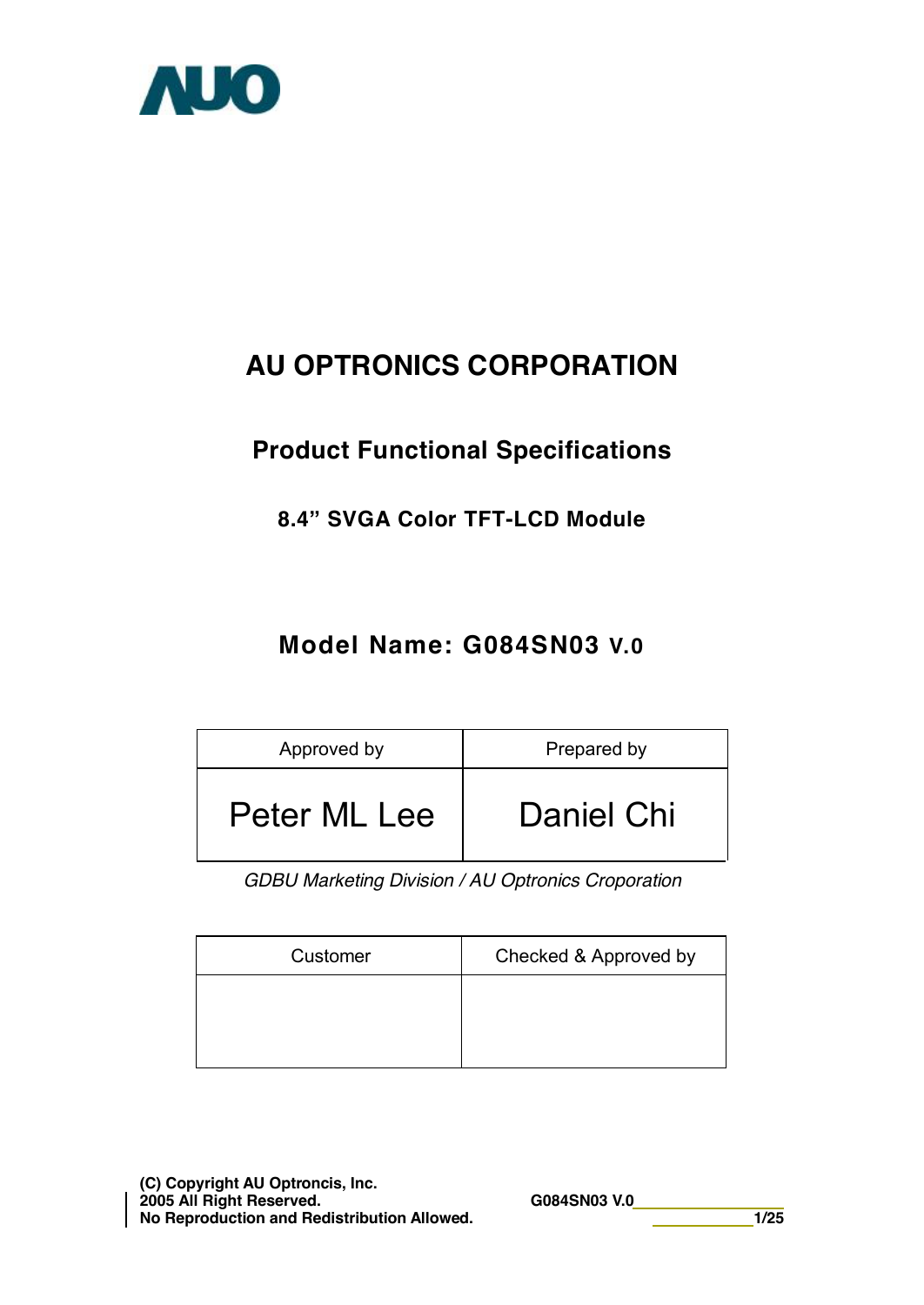AUO

# AU OPTRONICS CORPORATION

## Product Functional Specifications

### 8.4" SVGA Color TFT-LCD Module

## Model Name: G084SN03 V.0

| Approved by | Prepared by |
|---|---|
| Peter ML Lee | Daniel Chi |

*GDBU Marketing Division / AU Optronics Croporation*

| Customer | Checked & Approved by |
|---|---|
| | |

**(C) Copyright AU Optroncis, Inc.**
**2005 All Right Reserved.**
**No Reproduction and Redistribution Allowed.**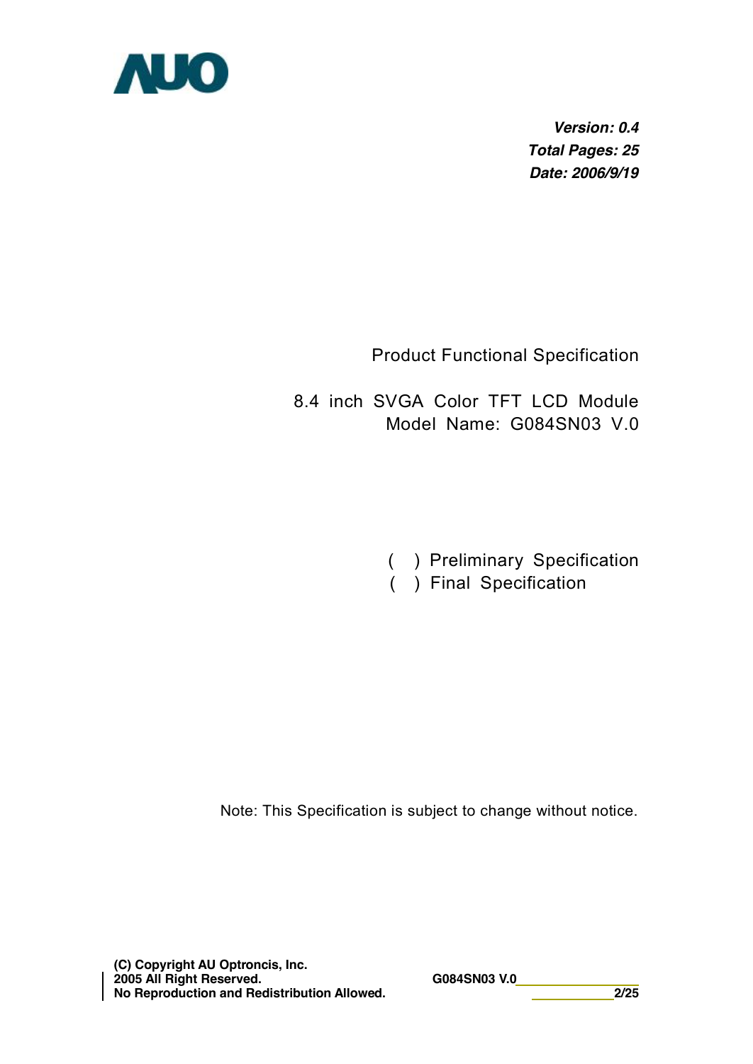AUO

***Version: 0.4***
***Total Pages: 25***
***Date: 2006/9/19***

Product Functional Specification

8.4 inch SVGA Color TFT LCD Module
Model Name: G084SN03 V.0

( ) Preliminary Specification
( ) Final Specification

Note: This Specification is subject to change without notice.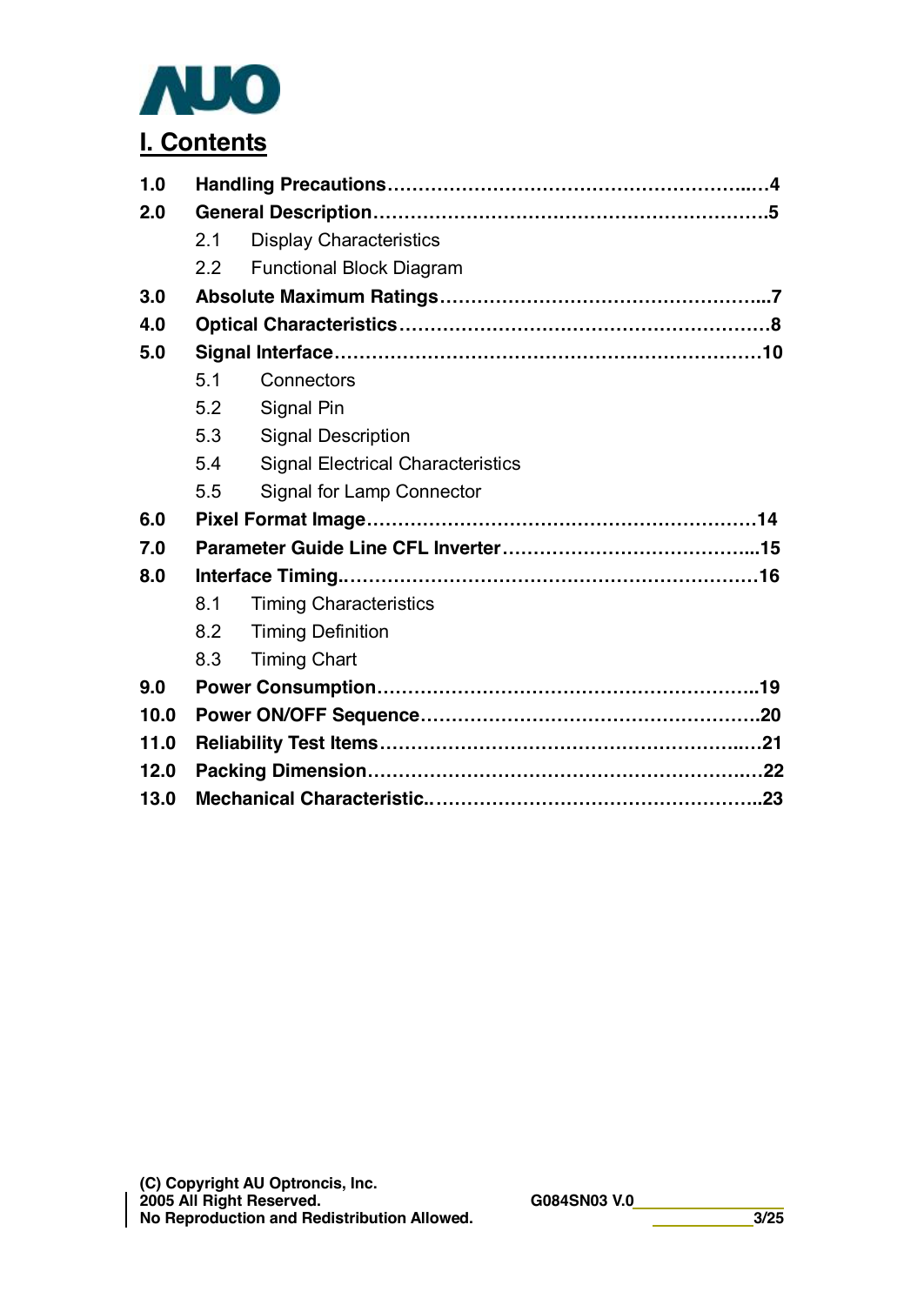AUO

# I. Contents

| | | |
|---|---|---|
| **1.0** | **Handling Precautions** | **4** |
| **2.0** | **General Description** | **5** |
| | 2.1 Display Characteristics | |
| | 2.2 Functional Block Diagram | |
| **3.0** | **Absolute Maximum Ratings** | **7** |
| **4.0** | **Optical Characteristics** | **8** |
| **5.0** | **Signal Interface** | **10** |
| | 5.1 Connectors | |
| | 5.2 Signal Pin | |
| | 5.3 Signal Description | |
| | 5.4 Signal Electrical Characteristics | |
| | 5.5 Signal for Lamp Connector | |
| **6.0** | **Pixel Format Image** | **14** |
| **7.0** | **Parameter Guide Line CFL Inverter** | **15** |
| **8.0** | **Interface Timing** | **16** |
| | 8.1 Timing Characteristics | |
| | 8.2 Timing Definition | |
| | 8.3 Timing Chart | |
| **9.0** | **Power Consumption** | **19** |
| **10.0** | **Power ON/OFF Sequence** | **20** |
| **11.0** | **Reliability Test Items** | **21** |
| **12.0** | **Packing Dimension** | **22** |
| **13.0** | **Mechanical Characteristic** | **23** |

**(C) Copyright AU Optroncis, Inc.**
**2005 All Right Reserved.**
**No Reproduction and Redistribution Allowed.**

**G084SN03 V.0**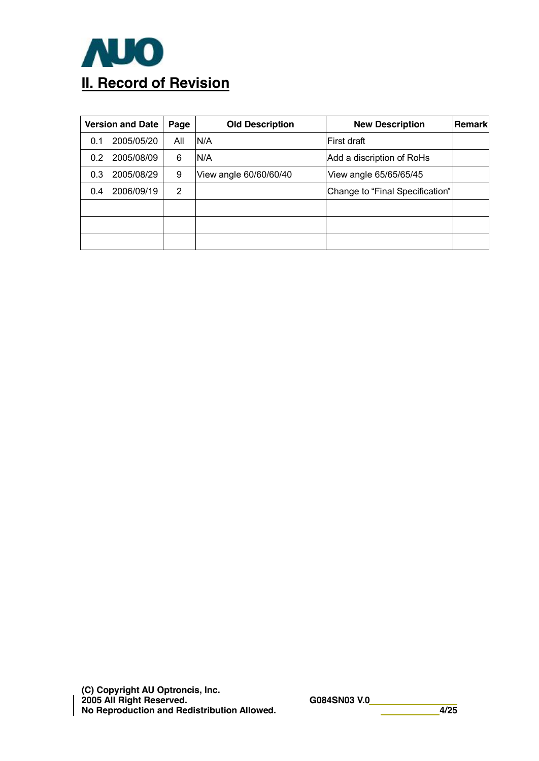## II. Record of Revision

| Version and Date | Page | Old Description | New Description | Remark |
|---|---|---|---|---|
| 0.1 2005/05/20 | All | N/A | First draft | |
| 0.2 2005/08/09 | 6 | N/A | Add a discription of RoHs | |
| 0.3 2005/08/29 | 9 | View angle 60/60/60/40 | View angle 65/65/65/45 | |
| 0.4 2006/09/19 | 2 | | Change to "Final Specification" | |
| | | | | |
| | | | | |
| | | | | |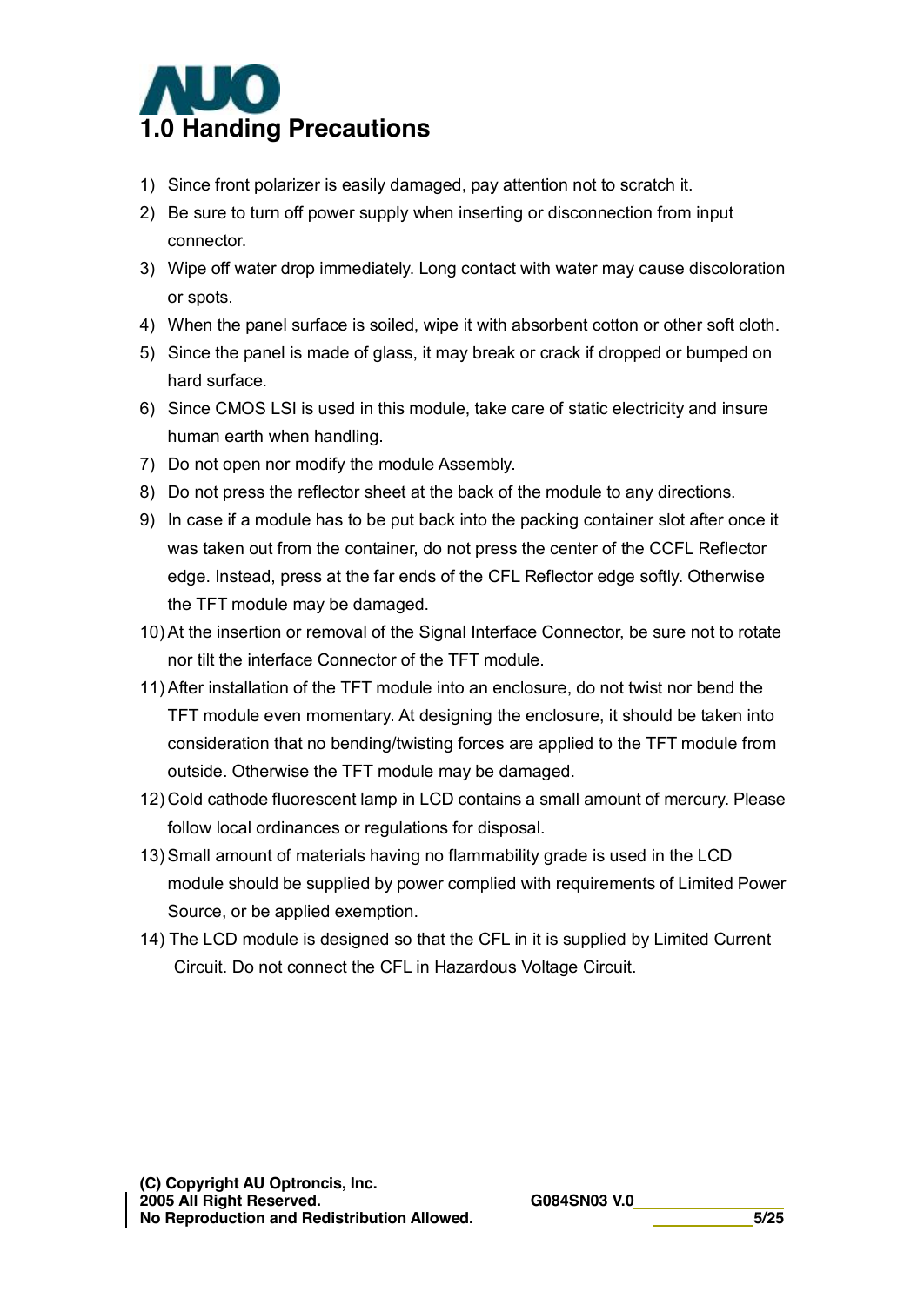# 1.0 Handing Precautions

1) Since front polarizer is easily damaged, pay attention not to scratch it.
2) Be sure to turn off power supply when inserting or disconnection from input connector.
3) Wipe off water drop immediately. Long contact with water may cause discoloration or spots.
4) When the panel surface is soiled, wipe it with absorbent cotton or other soft cloth.
5) Since the panel is made of glass, it may break or crack if dropped or bumped on hard surface.
6) Since CMOS LSI is used in this module, take care of static electricity and insure human earth when handling.
7) Do not open nor modify the module Assembly.
8) Do not press the reflector sheet at the back of the module to any directions.
9) In case if a module has to be put back into the packing container slot after once it was taken out from the container, do not press the center of the CCFL Reflector edge. Instead, press at the far ends of the CFL Reflector edge softly. Otherwise the TFT module may be damaged.
10) At the insertion or removal of the Signal Interface Connector, be sure not to rotate nor tilt the interface Connector of the TFT module.
11) After installation of the TFT module into an enclosure, do not twist nor bend the TFT module even momentary. At designing the enclosure, it should be taken into consideration that no bending/twisting forces are applied to the TFT module from outside. Otherwise the TFT module may be damaged.
12) Cold cathode fluorescent lamp in LCD contains a small amount of mercury. Please follow local ordinances or regulations for disposal.
13) Small amount of materials having no flammability grade is used in the LCD module should be supplied by power complied with requirements of Limited Power Source, or be applied exemption.
14) The LCD module is designed so that the CFL in it is supplied by Limited Current Circuit. Do not connect the CFL in Hazardous Voltage Circuit.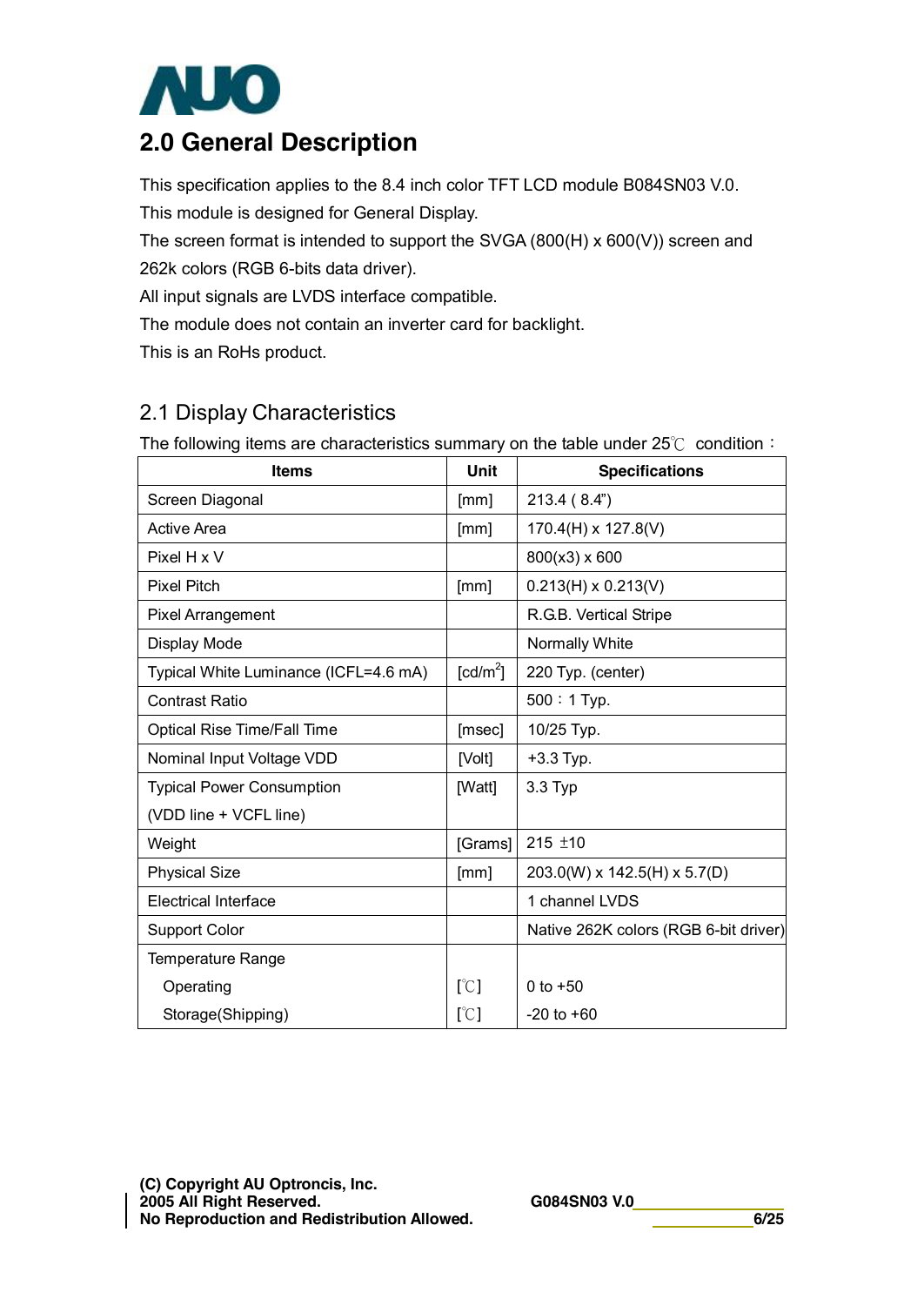# 2.0 General Description

This specification applies to the 8.4 inch color TFT LCD module B084SN03 V.0.
This module is designed for General Display.
The screen format is intended to support the SVGA (800(H) x 600(V)) screen and 262k colors (RGB 6-bits data driver).
All input signals are LVDS interface compatible.
The module does not contain an inverter card for backlight.
This is an RoHs product.

## 2.1 Display Characteristics

The following items are characteristics summary on the table under 25℃ condition：

| Items | Unit | Specifications |
|---|---|---|
| Screen Diagonal | [mm] | 213.4 ( 8.4") |
| Active Area | [mm] | 170.4(H) x 127.8(V) |
| Pixel H x V | | 800(x3) x 600 |
| Pixel Pitch | [mm] | 0.213(H) x 0.213(V) |
| Pixel Arrangement | | R.G.B. Vertical Stripe |
| Display Mode | | Normally White |
| Typical White Luminance (ICFL=4.6 mA) | [cd/m$^2$] | 220 Typ. (center) |
| Contrast Ratio | | 500：1 Typ. |
| Optical Rise Time/Fall Time | [msec] | 10/25 Typ. |
| Nominal Input Voltage VDD | [Volt] | +3.3 Typ. |
| Typical Power Consumption (VDD line + VCFL line) | [Watt] | 3.3 Typ |
| Weight | [Grams] | 215 ±10 |
| Physical Size | [mm] | 203.0(W) x 142.5(H) x 5.7(D) |
| Electrical Interface | | 1 channel LVDS |
| Support Color | | Native 262K colors (RGB 6-bit driver) |
| Temperature Range | | |
| Operating | [℃] | 0 to +50 |
| Storage(Shipping) | [℃] | -20 to +60 |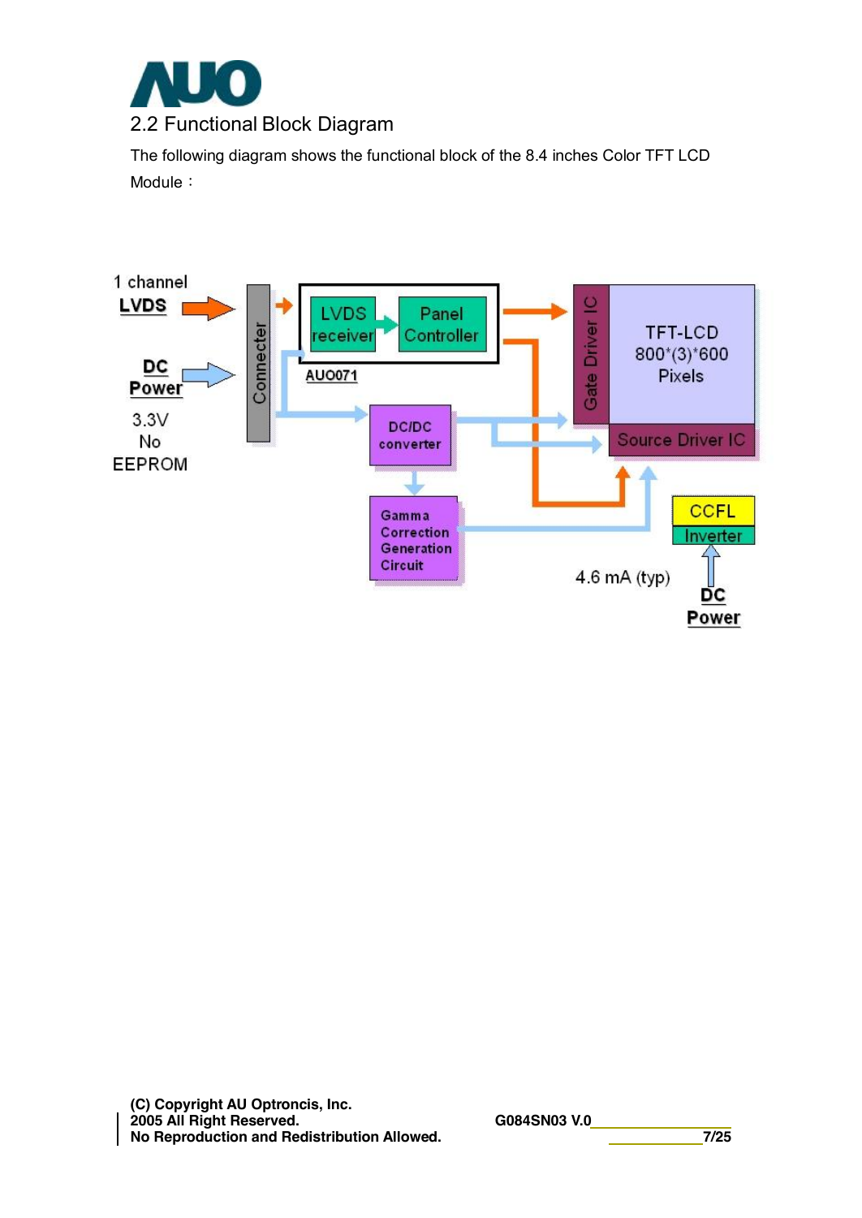## 2.2 Functional Block Diagram

The following diagram shows the functional block of the 8.4 inches Color TFT LCD Module：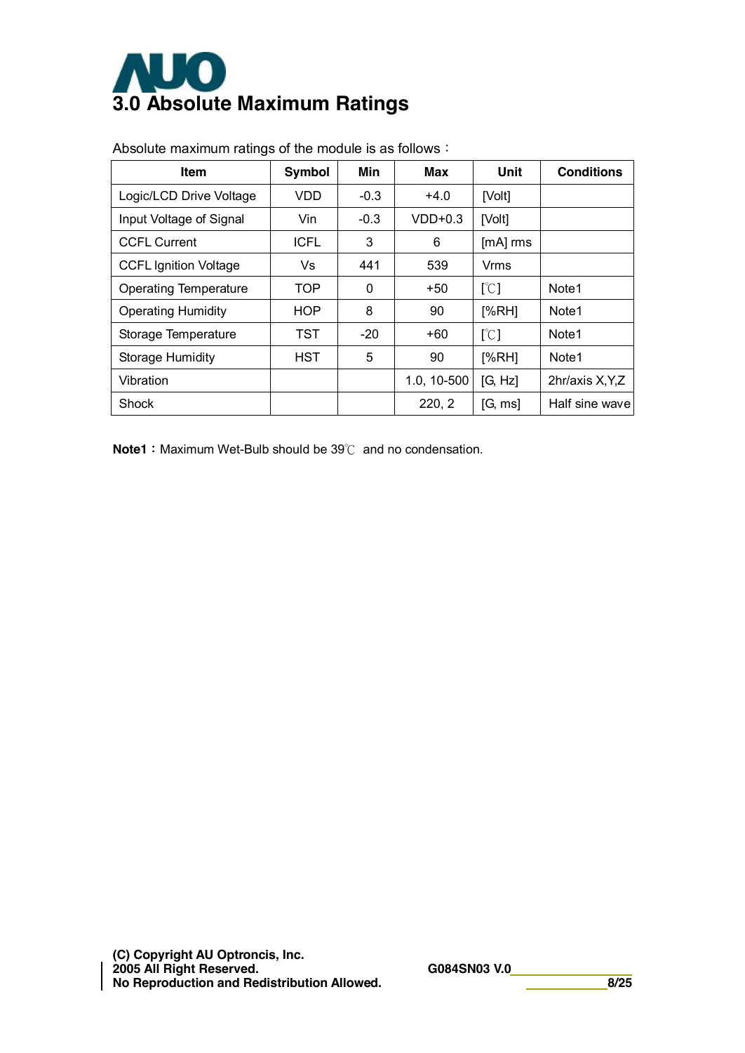# 3.0 Absolute Maximum Ratings

Absolute maximum ratings of the module is as follows：

| Item | Symbol | Min | Max | Unit | Conditions |
|---|---|---|---|---|---|
| Logic/LCD Drive Voltage | VDD | -0.3 | +4.0 | [Volt] | |
| Input Voltage of Signal | Vin | -0.3 | VDD+0.3 | [Volt] | |
| CCFL Current | ICFL | 3 | 6 | [mA] rms | |
| CCFL Ignition Voltage | Vs | 441 | 539 | Vrms | |
| Operating Temperature | TOP | 0 | +50 | [℃] | Note1 |
| Operating Humidity | HOP | 8 | 90 | [%RH] | Note1 |
| Storage Temperature | TST | -20 | +60 | [℃] | Note1 |
| Storage Humidity | HST | 5 | 90 | [%RH] | Note1 |
| Vibration | | | 1.0, 10-500 | [G, Hz] | 2hr/axis X,Y,Z |
| Shock | | | 220, 2 | [G, ms] | Half sine wave |

**Note1**：Maximum Wet-Bulb should be 39℃ and no condensation.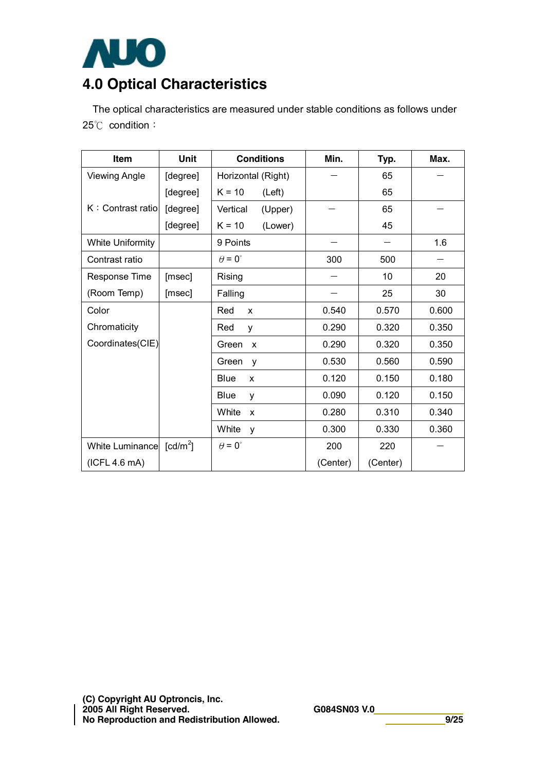AUO

# 4.0 Optical Characteristics

The optical characteristics are measured under stable conditions as follows under 25℃ condition：

| Item | Unit | Conditions | Min. | Typ. | Max. |
|---|---|---|---|---|---|
| Viewing Angle | [degree] | Horizontal (Right) | — | 65 | — |
| | [degree] | K = 10 (Left) | | 65 | |
| K：Contrast ratio | [degree] | Vertical (Upper) | — | 65 | — |
| | [degree] | K = 10 (Lower) | | 45 | |
| White Uniformity | | 9 Points | — | — | 1.6 |
| Contrast ratio | | $\theta = 0^{\circ}$ | 300 | 500 | — |
| Response Time | [msec] | Rising | — | 10 | 20 |
| (Room Temp) | [msec] | Falling | — | 25 | 30 |
| Color Chromaticity Coordinates(CIE) | | Red x | 0.540 | 0.570 | 0.600 |
| | | Red y | 0.290 | 0.320 | 0.350 |
| | | Green x | 0.290 | 0.320 | 0.350 |
| | | Green y | 0.530 | 0.560 | 0.590 |
| | | Blue x | 0.120 | 0.150 | 0.180 |
| | | Blue y | 0.090 | 0.120 | 0.150 |
| | | White x | 0.280 | 0.310 | 0.340 |
| | | White y | 0.300 | 0.330 | 0.360 |
| White Luminance (ICFL 4.6 mA) | [cd/m$^2$] | $\theta = 0^{\circ}$ | 200 (Center) | 220 (Center) | — |

**(C) Copyright AU Optroncis, Inc.**
**2005 All Right Reserved.**
**No Reproduction and Redistribution Allowed.**

**G084SN03 V.0**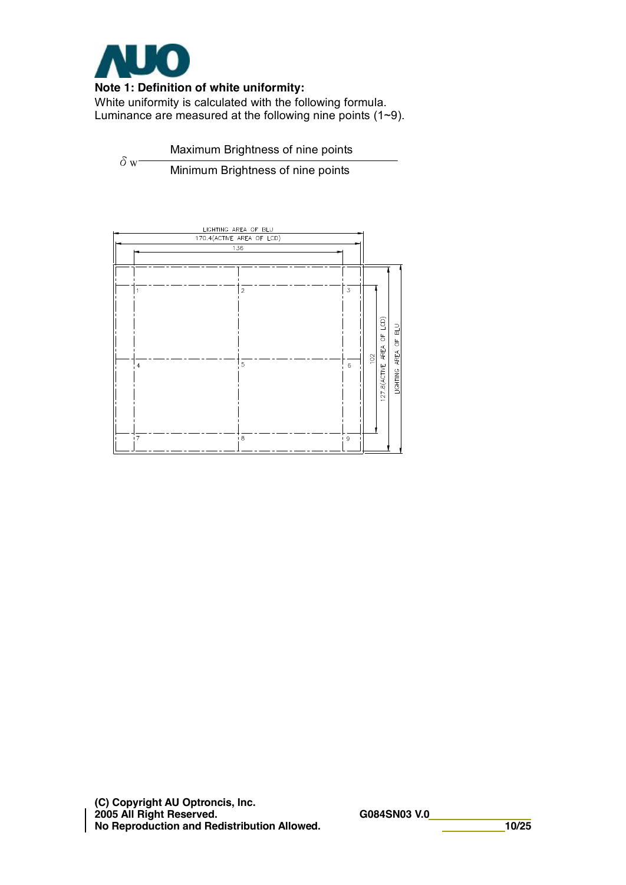**Note 1: Definition of white uniformity:**

White uniformity is calculated with the following formula.
Luminance are measured at the following nine points (1~9).

$$\delta_W = \frac{\text{Maximum Brightness of nine points}}{\text{Minimum Brightness of nine points}}$$

LIGHTING AREA OF BLU

170.4(ACTIVE AREA OF LCD)

136

1 2 3

4 5 6

7 8 9

102

127.8(ACTIVE AREA OF LCD)

LIGHTING AREA OF BLU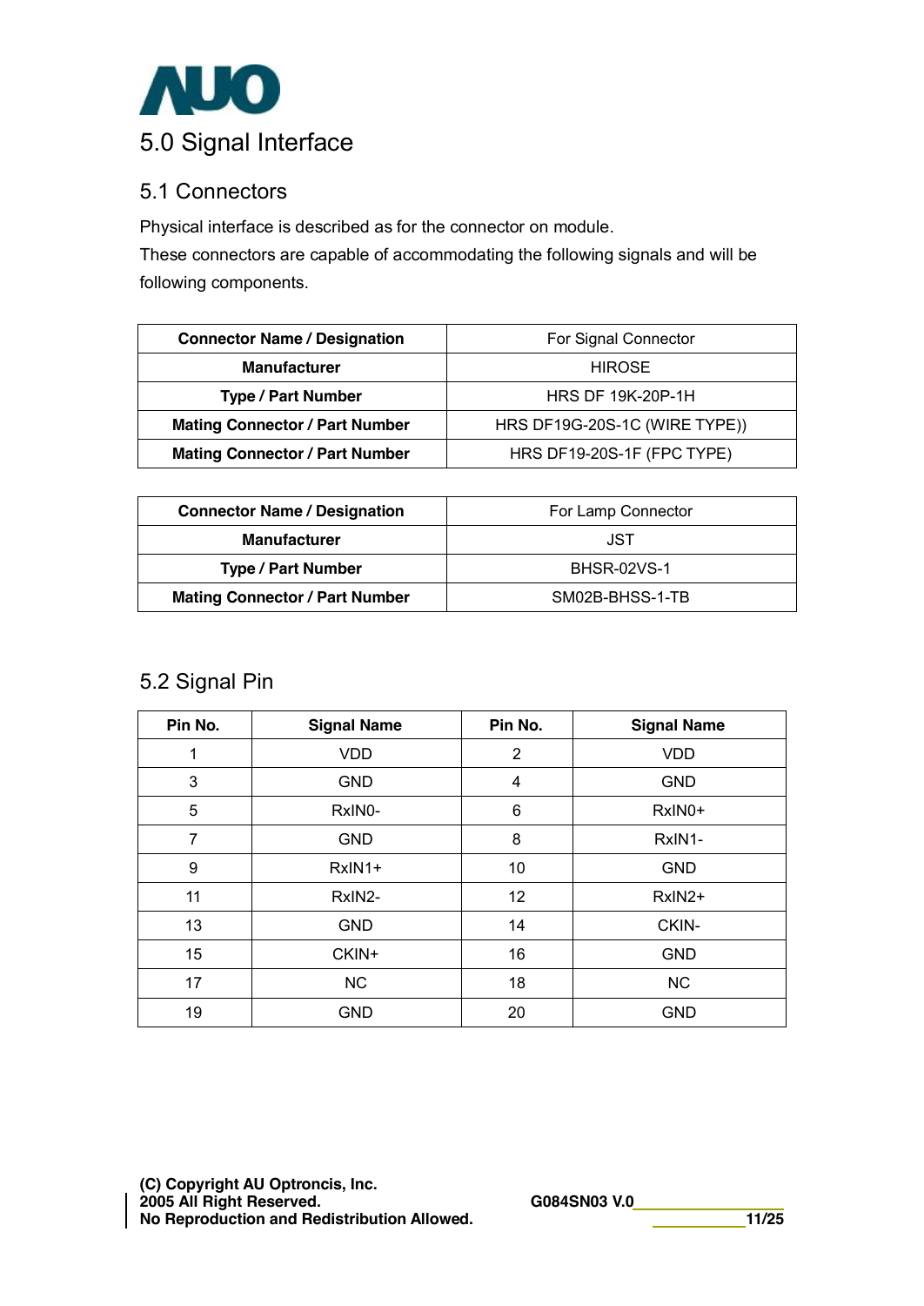# 5.0 Signal Interface

## 5.1 Connectors

Physical interface is described as for the connector on module.
These connectors are capable of accommodating the following signals and will be following components.

| Connector Name / Designation | For Signal Connector |
|---|---|
| Manufacturer | HIROSE |
| Type / Part Number | HRS DF 19K-20P-1H |
| Mating Connector / Part Number | HRS DF19G-20S-1C (WIRE TYPE)) |
| Mating Connector / Part Number | HRS DF19-20S-1F (FPC TYPE) |

| Connector Name / Designation | For Lamp Connector |
|---|---|
| Manufacturer | JST |
| Type / Part Number | BHSR-02VS-1 |
| Mating Connector / Part Number | SM02B-BHSS-1-TB |

## 5.2 Signal Pin

| Pin No. | Signal Name | Pin No. | Signal Name |
|---|---|---|---|
| 1 | VDD | 2 | VDD |
| 3 | GND | 4 | GND |
| 5 | RxIN0- | 6 | RxIN0+ |
| 7 | GND | 8 | RxIN1- |
| 9 | RxIN1+ | 10 | GND |
| 11 | RxIN2- | 12 | RxIN2+ |
| 13 | GND | 14 | CKIN- |
| 15 | CKIN+ | 16 | GND |
| 17 | NC | 18 | NC |
| 19 | GND | 20 | GND |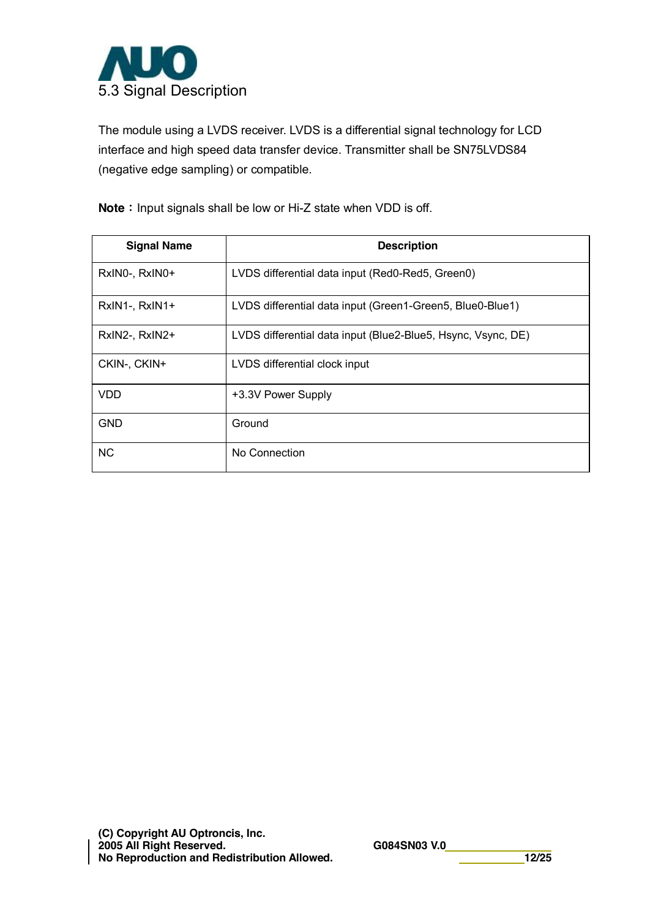## 5.3 Signal Description

The module using a LVDS receiver. LVDS is a differential signal technology for LCD interface and high speed data transfer device. Transmitter shall be SN75LVDS84 (negative edge sampling) or compatible.

**Note：** Input signals shall be low or Hi-Z state when VDD is off.

| Signal Name | Description |
|---|---|
| RxIN0-, RxIN0+ | LVDS differential data input (Red0-Red5, Green0) |
| RxIN1-, RxIN1+ | LVDS differential data input (Green1-Green5, Blue0-Blue1) |
| RxIN2-, RxIN2+ | LVDS differential data input (Blue2-Blue5, Hsync, Vsync, DE) |
| CKIN-, CKIN+ | LVDS differential clock input |
| VDD | +3.3V Power Supply |
| GND | Ground |
| NC | No Connection |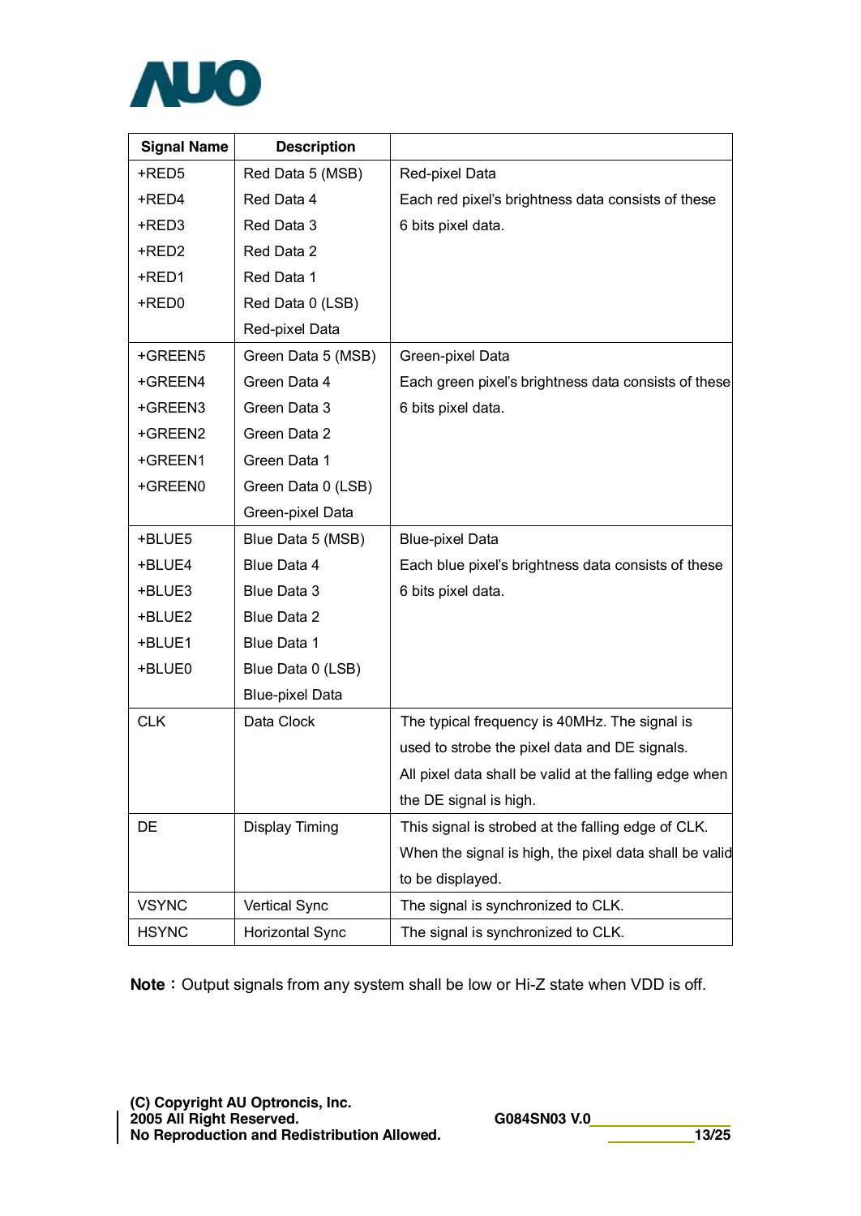| Signal Name | Description | |
|---|---|---|
| +RED5<br>+RED4<br>+RED3<br>+RED2<br>+RED1<br>+RED0 | Red Data 5 (MSB)<br>Red Data 4<br>Red Data 3<br>Red Data 2<br>Red Data 1<br>Red Data 0 (LSB)<br>Red-pixel Data | Red-pixel Data<br>Each red pixel's brightness data consists of these 6 bits pixel data. |
| +GREEN5<br>+GREEN4<br>+GREEN3<br>+GREEN2<br>+GREEN1<br>+GREEN0 | Green Data 5 (MSB)<br>Green Data 4<br>Green Data 3<br>Green Data 2<br>Green Data 1<br>Green Data 0 (LSB)<br>Green-pixel Data | Green-pixel Data<br>Each green pixel's brightness data consists of these 6 bits pixel data. |
| +BLUE5<br>+BLUE4<br>+BLUE3<br>+BLUE2<br>+BLUE1<br>+BLUE0 | Blue Data 5 (MSB)<br>Blue Data 4<br>Blue Data 3<br>Blue Data 2<br>Blue Data 1<br>Blue Data 0 (LSB)<br>Blue-pixel Data | Blue-pixel Data<br>Each blue pixel's brightness data consists of these 6 bits pixel data. |
| CLK | Data Clock | The typical frequency is 40MHz. The signal is used to strobe the pixel data and DE signals.<br>All pixel data shall be valid at the falling edge when the DE signal is high. |
| DE | Display Timing | This signal is strobed at the falling edge of CLK.<br>When the signal is high, the pixel data shall be valid to be displayed. |
| VSYNC | Vertical Sync | The signal is synchronized to CLK. |
| HSYNC | Horizontal Sync | The signal is synchronized to CLK. |

**Note：** Output signals from any system shall be low or Hi-Z state when VDD is off.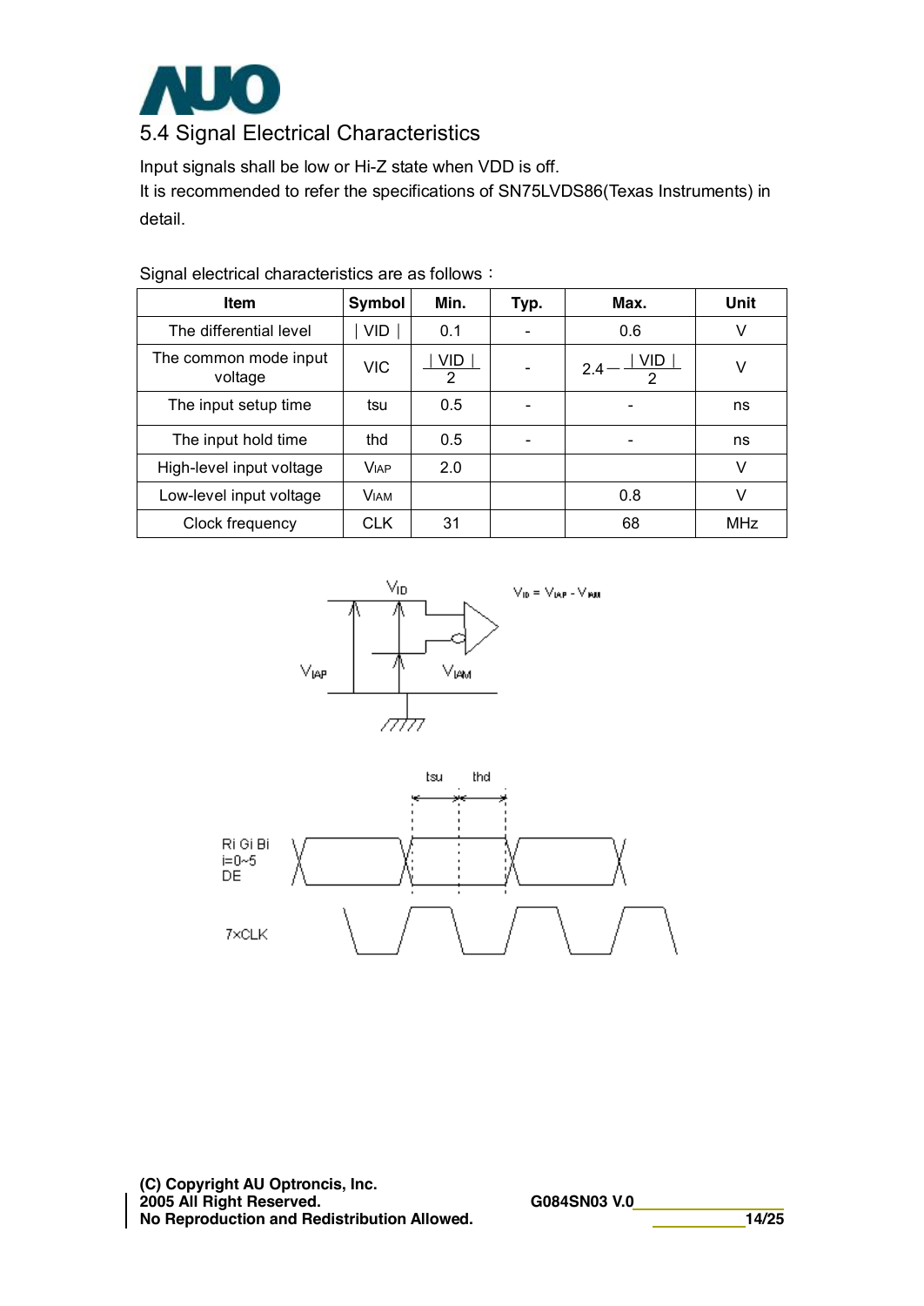## 5.4 Signal Electrical Characteristics

Input signals shall be low or Hi-Z state when VDD is off.

It is recommended to refer the specifications of SN75LVDS86(Texas Instruments) in detail.

Signal electrical characteristics are as follows：

| Item | Symbol | Min. | Typ. | Max. | Unit |
|---|---|---|---|---|---|
| The differential level | $\lvert VID \rvert$ | 0.1 | - | 0.6 | V |
| The common mode input voltage | VIC | $\frac{\lvert VID \rvert}{2}$ | - | $2.4 - \frac{\lvert VID \rvert}{2}$ | V |
| The input setup time | tsu | 0.5 | - | - | ns |
| The input hold time | thd | 0.5 | - | - | ns |
| High-level input voltage | $V_{IAP}$ | 2.0 | | | V |
| Low-level input voltage | $V_{IAM}$ | | | 0.8 | V |
| Clock frequency | CLK | 31 | | 68 | MHz |

$V_{ID} = V_{IAP} - V_{IAM}$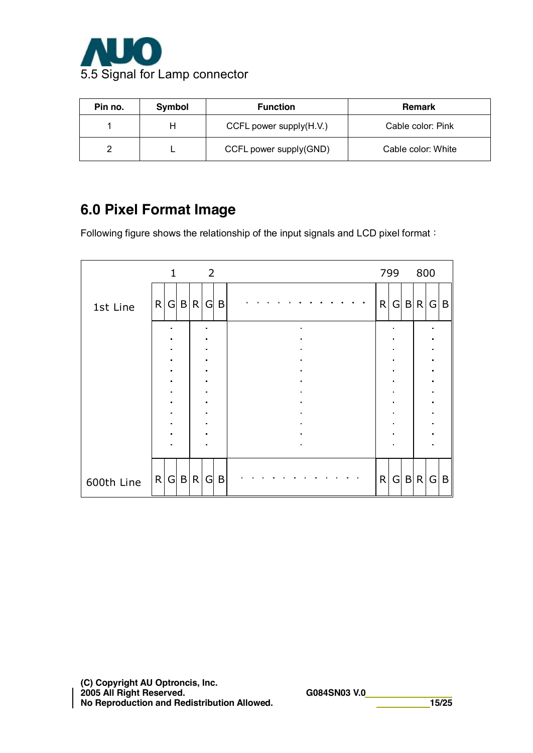5.5 Signal for Lamp connector

| Pin no. | Symbol | Function | Remark |
|---|---|---|---|
| 1 | H | CCFL power supply(H.V.) | Cable color: Pink |
| 2 | L | CCFL power supply(GND) | Cable color: White |

## 6.0 Pixel Format Image

Following figure shows the relationship of the input signals and LCD pixel format：

| | 1 | | | 2 | | | ... | 799 | | | 800 | | |
|---|---|---|---|---|---|---|---|---|---|---|---|---|---|
| 1st Line | R | G | B | R | G | B | . . . . . . . . . . . . | R | G | B | R | G | B |
| | : | | | : | | | : | : | | | : | | |
| 600th Line | R | G | B | R | G | B | . . . . . . . . . . . . | R | G | B | R | G | B |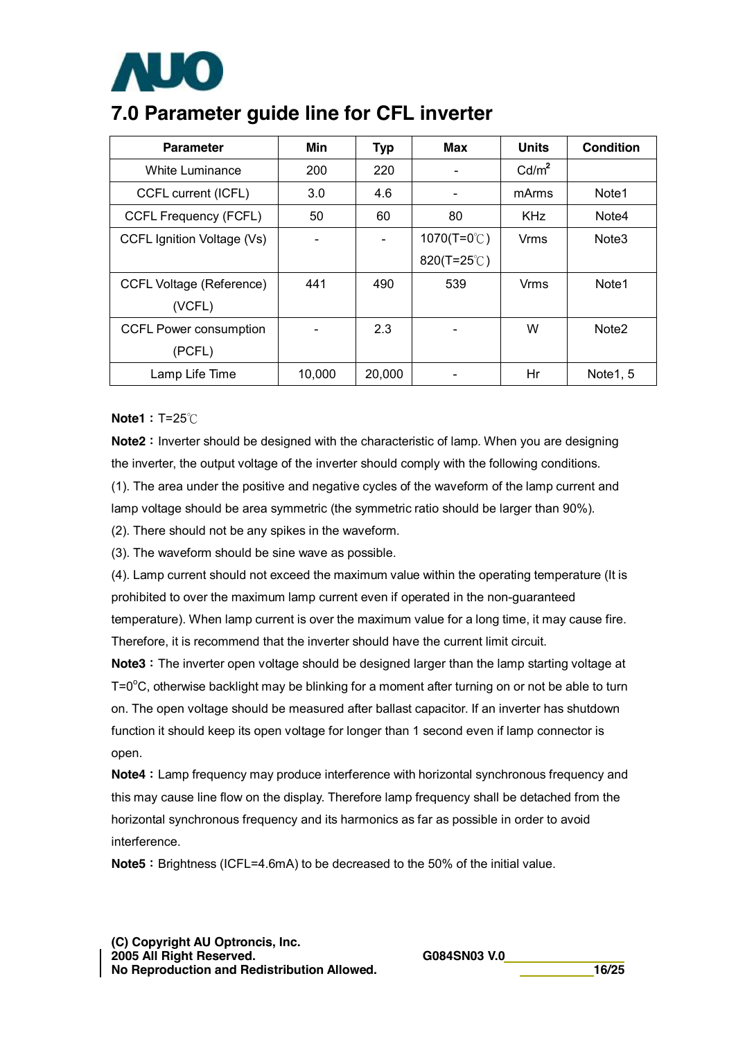# 7.0 Parameter guide line for CFL inverter

| Parameter | Min | Typ | Max | Units | Condition |
|---|---|---|---|---|---|
| White Luminance | 200 | 220 | - | Cd/m² | |
| CCFL current (ICFL) | 3.0 | 4.6 | - | mArms | Note1 |
| CCFL Frequency (FCFL) | 50 | 60 | 80 | KHz | Note4 |
| CCFL Ignition Voltage (Vs) | - | - | 1070(T=0℃) 820(T=25℃) | Vrms | Note3 |
| CCFL Voltage (Reference) (VCFL) | 441 | 490 | 539 | Vrms | Note1 |
| CCFL Power consumption (PCFL) | - | 2.3 | - | W | Note2 |
| Lamp Life Time | 10,000 | 20,000 | - | Hr | Note1, 5 |

**Note1：**T=25℃

**Note2：**Inverter should be designed with the characteristic of lamp. When you are designing the inverter, the output voltage of the inverter should comply with the following conditions.

(1). The area under the positive and negative cycles of the waveform of the lamp current and lamp voltage should be area symmetric (the symmetric ratio should be larger than 90%).

(2). There should not be any spikes in the waveform.

(3). The waveform should be sine wave as possible.

(4). Lamp current should not exceed the maximum value within the operating temperature (It is prohibited to over the maximum lamp current even if operated in the non-guaranteed temperature). When lamp current is over the maximum value for a long time, it may cause fire. Therefore, it is recommend that the inverter should have the current limit circuit.

**Note3：**The inverter open voltage should be designed larger than the lamp starting voltage at T=0°C, otherwise backlight may be blinking for a moment after turning on or not be able to turn on. The open voltage should be measured after ballast capacitor. If an inverter has shutdown function it should keep its open voltage for longer than 1 second even if lamp connector is open.

**Note4：**Lamp frequency may produce interference with horizontal synchronous frequency and this may cause line flow on the display. Therefore lamp frequency shall be detached from the horizontal synchronous frequency and its harmonics as far as possible in order to avoid interference.

**Note5：**Brightness (ICFL=4.6mA) to be decreased to the 50% of the initial value.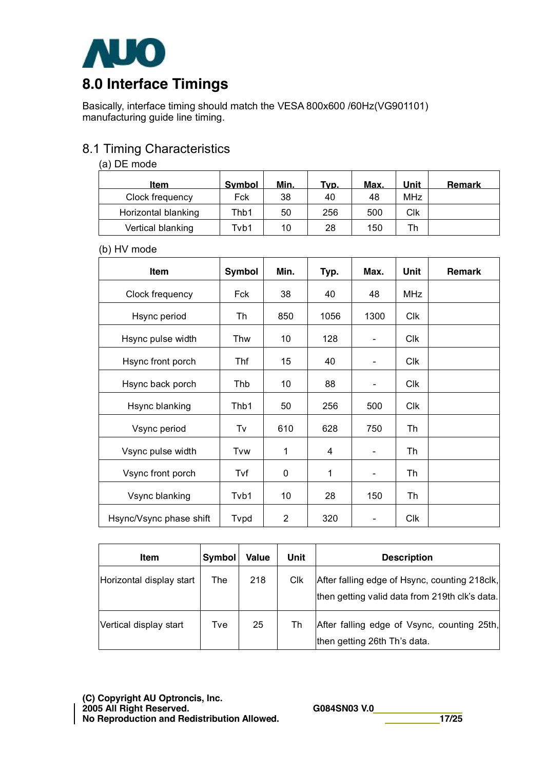# 8.0 Interface Timings

Basically, interface timing should match the VESA 800x600 /60Hz(VG901101) manufacturing guide line timing.

## 8.1 Timing Characteristics

(a) DE mode

| Item | Symbol | Min. | Typ. | Max. | Unit | Remark |
|---|---|---|---|---|---|---|
| Clock frequency | Fck | 38 | 40 | 48 | MHz | |
| Horizontal blanking | Thb1 | 50 | 256 | 500 | Clk | |
| Vertical blanking | Tvb1 | 10 | 28 | 150 | Th | |

(b) HV mode

| Item | Symbol | Min. | Typ. | Max. | Unit | Remark |
|---|---|---|---|---|---|---|
| Clock frequency | Fck | 38 | 40 | 48 | MHz | |
| Hsync period | Th | 850 | 1056 | 1300 | Clk | |
| Hsync pulse width | Thw | 10 | 128 | - | Clk | |
| Hsync front porch | Thf | 15 | 40 | - | Clk | |
| Hsync back porch | Thb | 10 | 88 | - | Clk | |
| Hsync blanking | Thb1 | 50 | 256 | 500 | Clk | |
| Vsync period | Tv | 610 | 628 | 750 | Th | |
| Vsync pulse width | Tvw | 1 | 4 | - | Th | |
| Vsync front porch | Tvf | 0 | 1 | - | Th | |
| Vsync blanking | Tvb1 | 10 | 28 | 150 | Th | |
| Hsync/Vsync phase shift | Tvpd | 2 | 320 | - | Clk | |

| Item | Symbol | Value | Unit | Description |
|---|---|---|---|---|
| Horizontal display start | The | 218 | Clk | After falling edge of Hsync, counting 218clk, then getting valid data from 219th clk's data. |
| Vertical display start | Tve | 25 | Th | After falling edge of Vsync, counting 25th, then getting 26th Th's data. |

(C) Copyright AU Optroncis, Inc.
2005 All Right Reserved.
No Reproduction and Redistribution Allowed.

G084SN03 V.0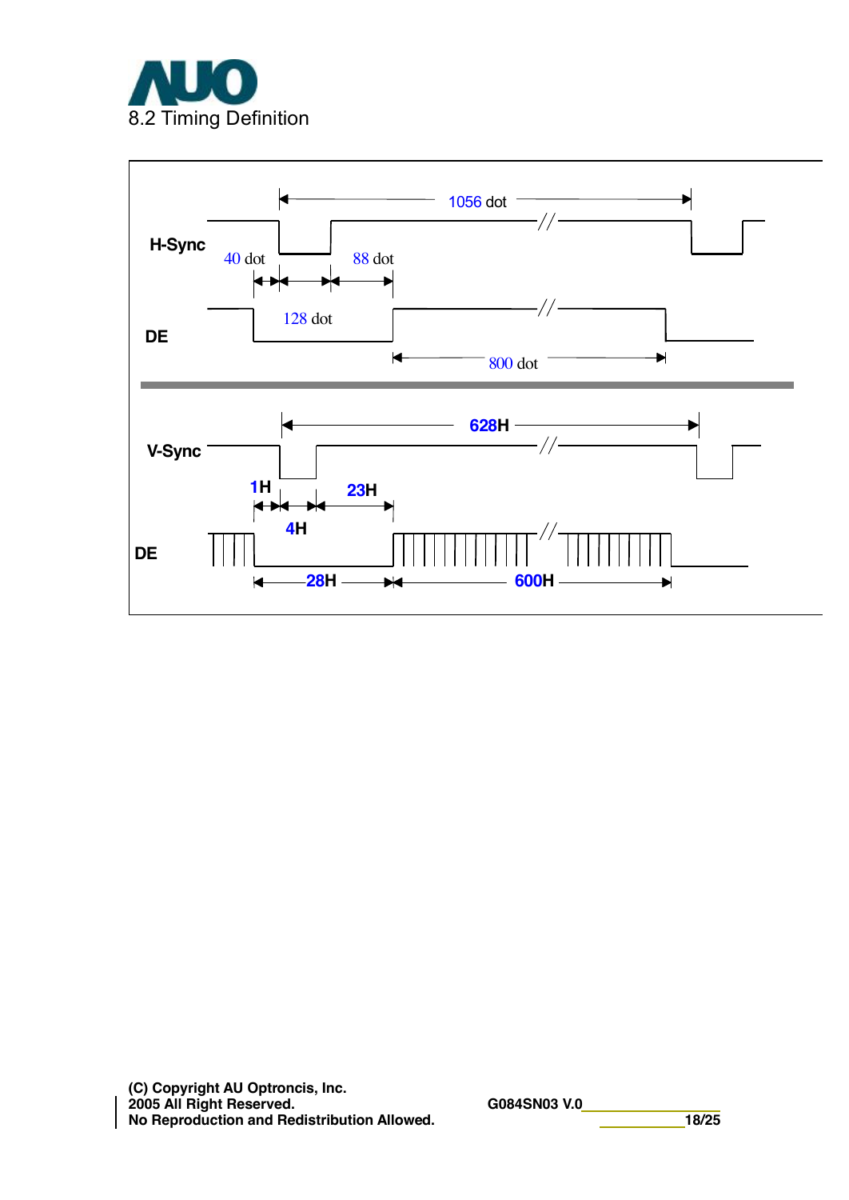## 8.2 Timing Definition

H-Sync

1056 dot

40 dot

88 dot

DE

128 dot

800 dot

V-Sync

628H

1H

23H

4H

DE

28H

600H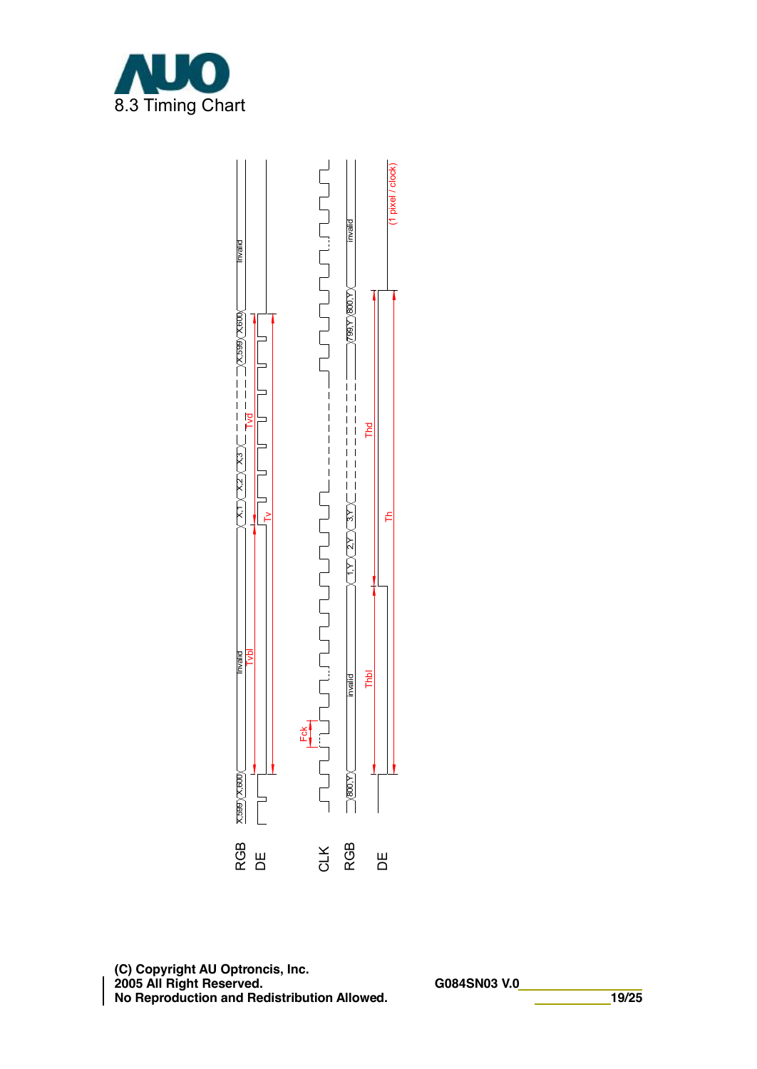## 8.3 Timing Chart

RGB DE CLK RGB DE

X,599 X,600 invalid Tvbl X,1 X,2 X,3 Tvd X,599 X,600 invalid Tv

Fck

800,Y invalid 1,Y 2,Y 3,Y 799,Y 800,Y invalid

Thbl Thd Th (1 pixel / clock)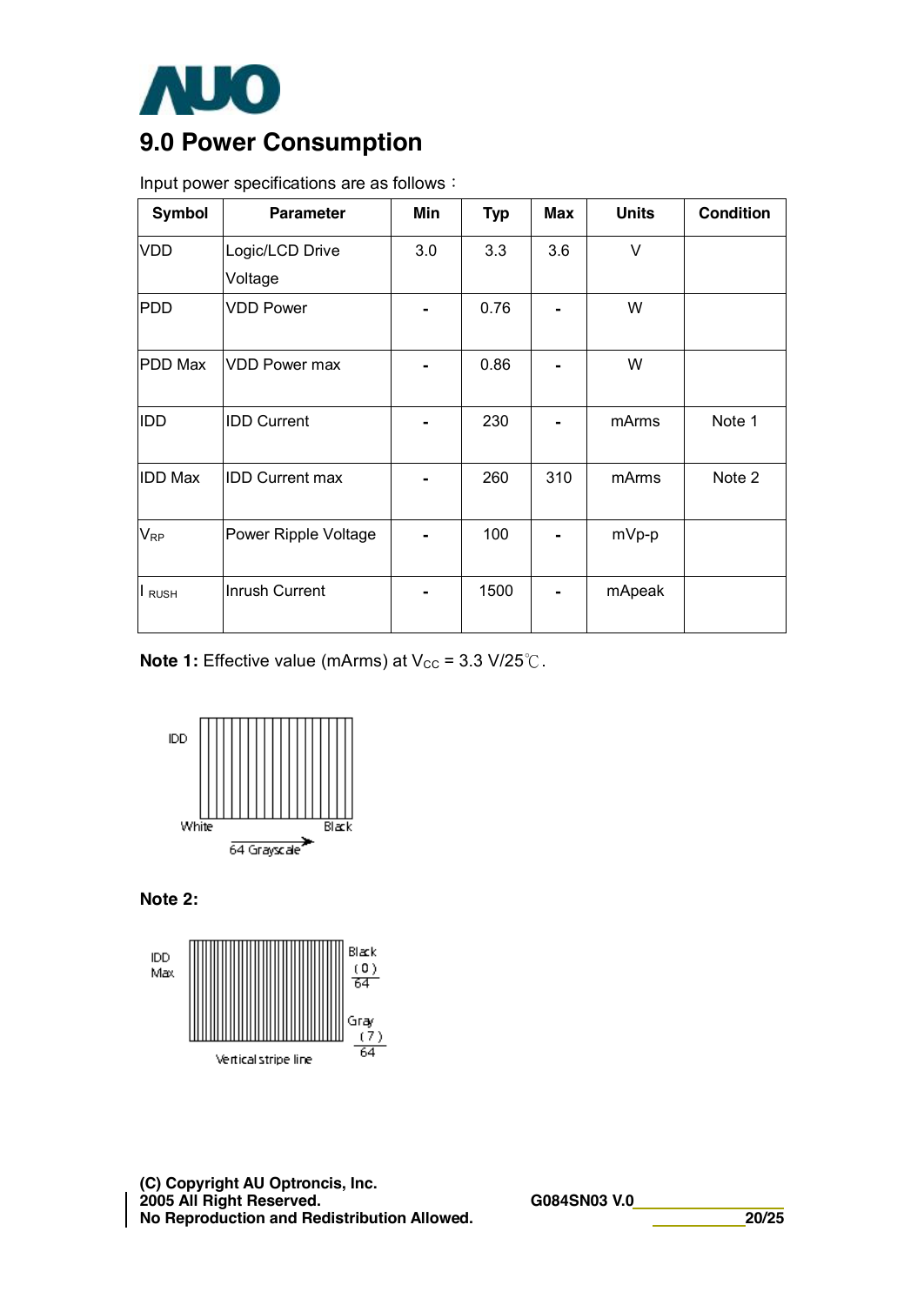# 9.0 Power Consumption

Input power specifications are as follows：

| Symbol | Parameter | Min | Typ | Max | Units | Condition |
|---|---|---|---|---|---|---|
| VDD | Logic/LCD Drive Voltage | 3.0 | 3.3 | 3.6 | V | |
| PDD | VDD Power | - | 0.76 | - | W | |
| PDD Max | VDD Power max | - | 0.86 | - | W | |
| IDD | IDD Current | - | 230 | - | mArms | Note 1 |
| IDD Max | IDD Current max | - | 260 | 310 | mArms | Note 2 |
| $V_{RP}$ | Power Ripple Voltage | - | 100 | - | mVp-p | |
| $I_{RUSH}$ | Inrush Current | - | 1500 | - | mApeak | |

**Note 1:** Effective value (mArms) at $V_{CC}$ = 3.3 V/25℃.

IDD

White Black

64 Grayscale

**Note 2:**

IDD Max

Black (0)/64

Gray (7)/64

Vertical stripe line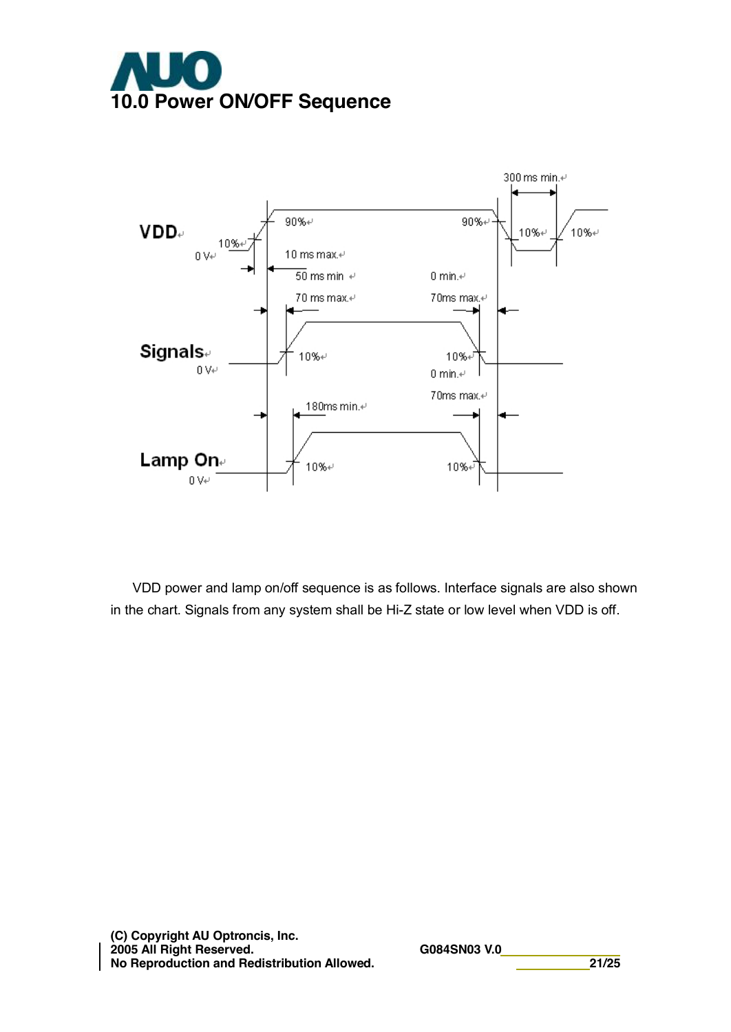# 10.0 Power ON/OFF Sequence

VDD

Signals

Lamp On

VDD power and lamp on/off sequence is as follows. Interface signals are also shown in the chart. Signals from any system shall be Hi-Z state or low level when VDD is off.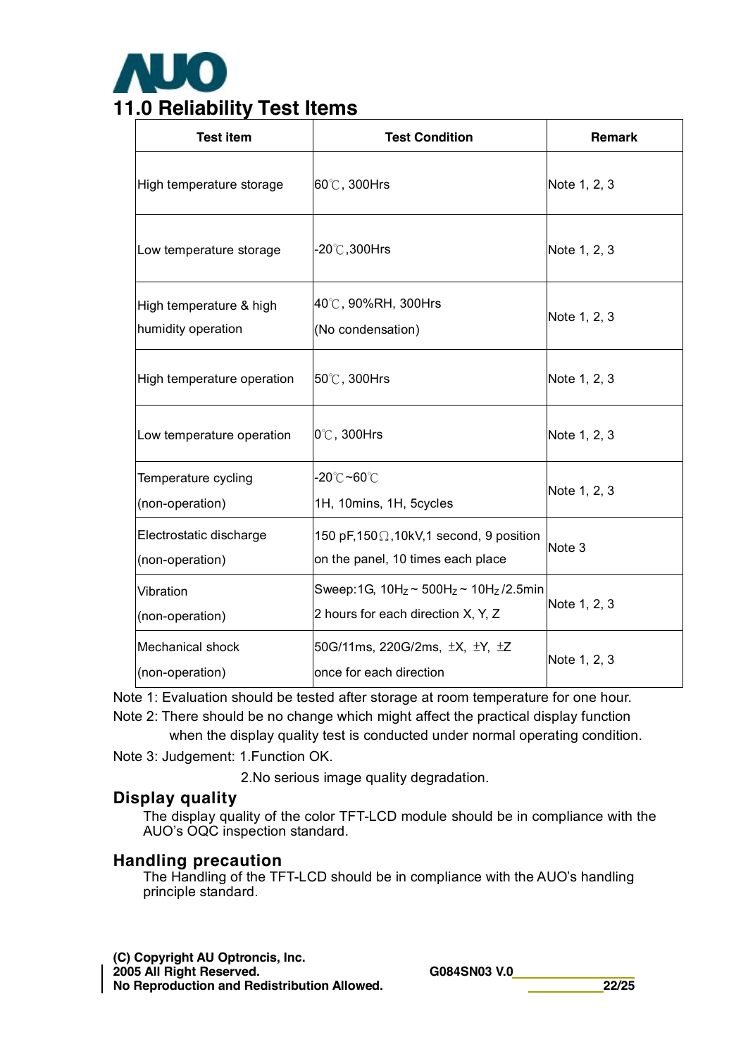# 11.0 Reliability Test Items

| Test item | Test Condition | Remark |
|---|---|---|
| High temperature storage | 60℃, 300Hrs | Note 1, 2, 3 |
| Low temperature storage | -20℃,300Hrs | Note 1, 2, 3 |
| High temperature & high humidity operation | 40℃, 90%RH, 300Hrs (No condensation) | Note 1, 2, 3 |
| High temperature operation | 50℃, 300Hrs | Note 1, 2, 3 |
| Low temperature operation | 0℃, 300Hrs | Note 1, 2, 3 |
| Temperature cycling (non-operation) | -20℃~60℃ 1H, 10mins, 1H, 5cycles | Note 1, 2, 3 |
| Electrostatic discharge (non-operation) | 150 pF,150Ω,10kV,1 second, 9 position on the panel, 10 times each place | Note 3 |
| Vibration (non-operation) | Sweep:1G, $10H_Z$ ~ $500H_Z$ ~ $10H_Z$ /2.5min 2 hours for each direction X, Y, Z | Note 1, 2, 3 |
| Mechanical shock (non-operation) | 50G/11ms, 220G/2ms, ±X, ±Y, ±Z once for each direction | Note 1, 2, 3 |

Note 1: Evaluation should be tested after storage at room temperature for one hour.

Note 2: There should be no change which might affect the practical display function when the display quality test is conducted under normal operating condition.

Note 3: Judgement: 1.Function OK.

2.No serious image quality degradation.

## Display quality

The display quality of the color TFT-LCD module should be in compliance with the AUO's OQC inspection standard.

## Handling precaution

The Handling of the TFT-LCD should be in compliance with the AUO's handling principle standard.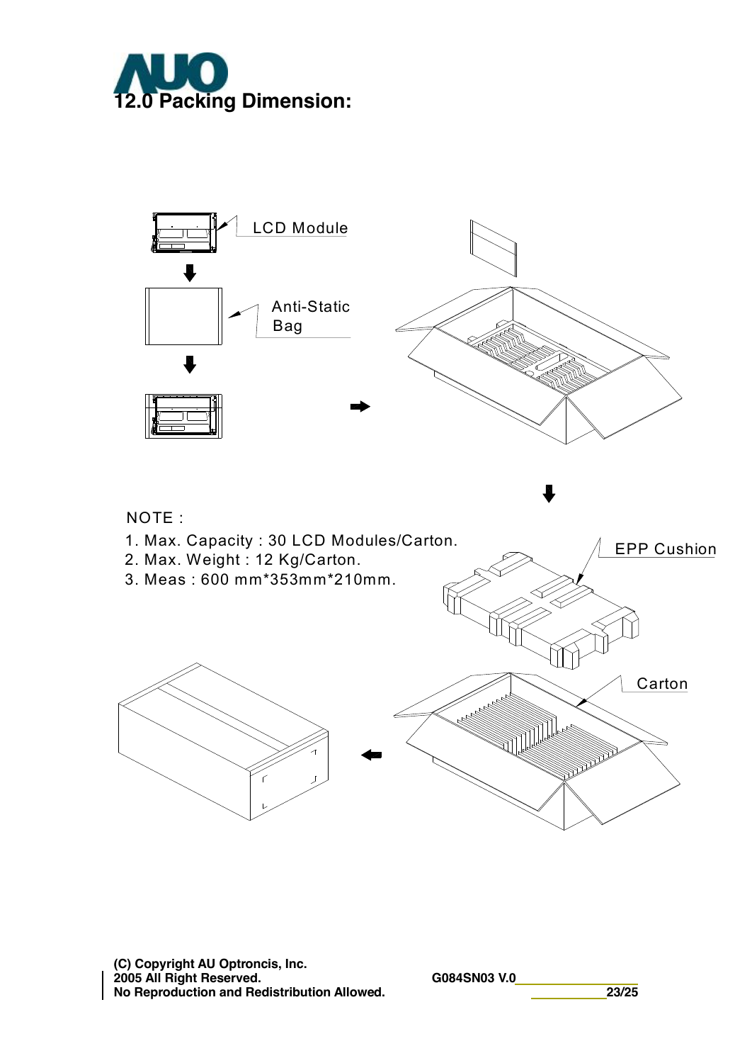# 12.0 Packing Dimension:

LCD Module

Anti-Static Bag

EPP Cushion

Carton

NOTE :

1. Max. Capacity : 30 LCD Modules/Carton.
2. Max. Weight : 12 Kg/Carton.
3. Meas : 600 mm*353mm*210mm.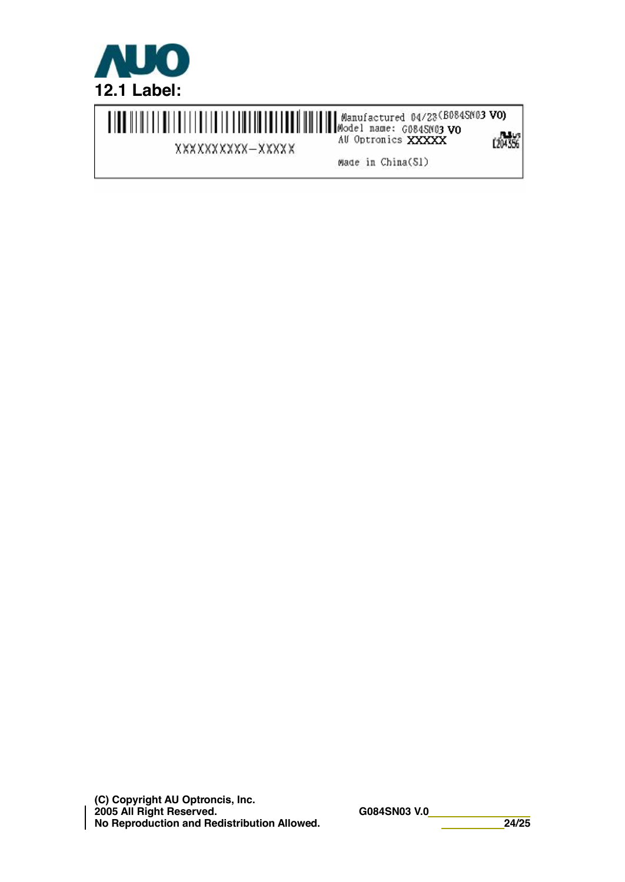## 12.1 Label:

XXXXXXXXXX-XXXXX

Manufactured 04/23(B084SN03 V0)
Model name: G084SN03 V0
AU Optronics XXXXX
Made in China(S1)

E204356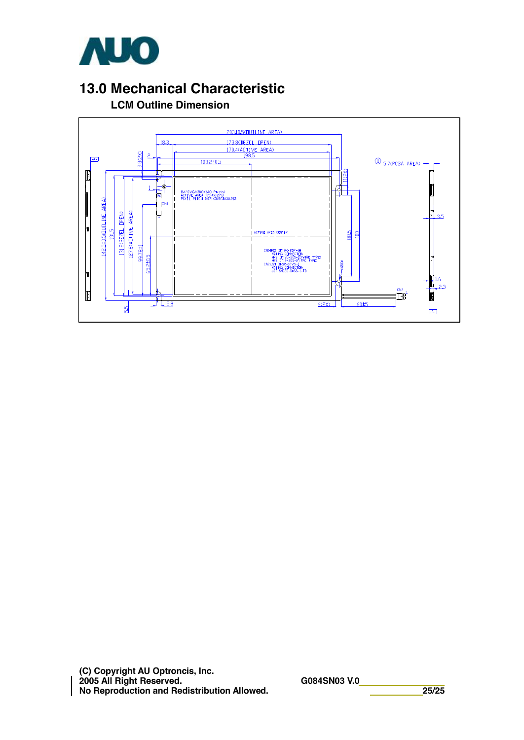## 13.0 Mechanical Characteristic

### LCM Outline Dimension

203±0.5(OUTLINE AREA)
18.3
173.8(BEZEL OPEN)
170.4(ACTIVE AREA)
198.5
103.2±0.5
2
9.8(2X)
5.7(PCBA AREA)
8.4"SVGA(800X600 Pixels)
ACTIVE AREA 170.4X127.8
PIXEL PITCH 0.071X3(RGB)X0.213
CN1
ACTIVE AREA CENTER
CN1:HRS DF19K-20P-1H
MATING CONNECTOR:
HRS DF19G-20S-1C(WIRE TYPE)
HRS DF19-20S-1F(FPC TYPE)
CN2:JST BHSR-02VS-1
MATING CONNECTOR:
JST SM02B-BHSS-1-TB
142.5±0.5(OUTLINE AREA)
131.5
131.2(BEZEL OPEN)
127.8(ACTIVE AREA)
99.78±1
65.2±0.5
88.5
100
3.5
1.6
2.3
5.5
5.8
6(2X)
60±5
CN2